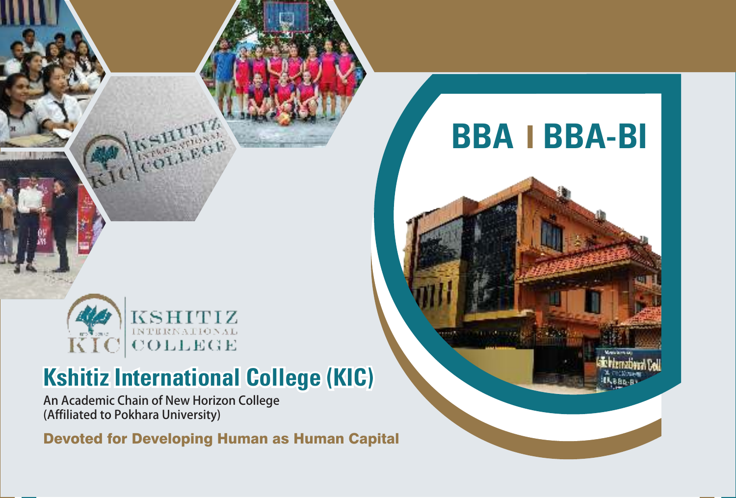# BBA | BBA-BI

KSHITIZ INTERNATIONAL COLLEGE

# Kshitiz International College (KIC)

An Academic Chain of New Horizon College
(Affiliated to Pokhara University)

**Devoted for Developing Human as Human Capital**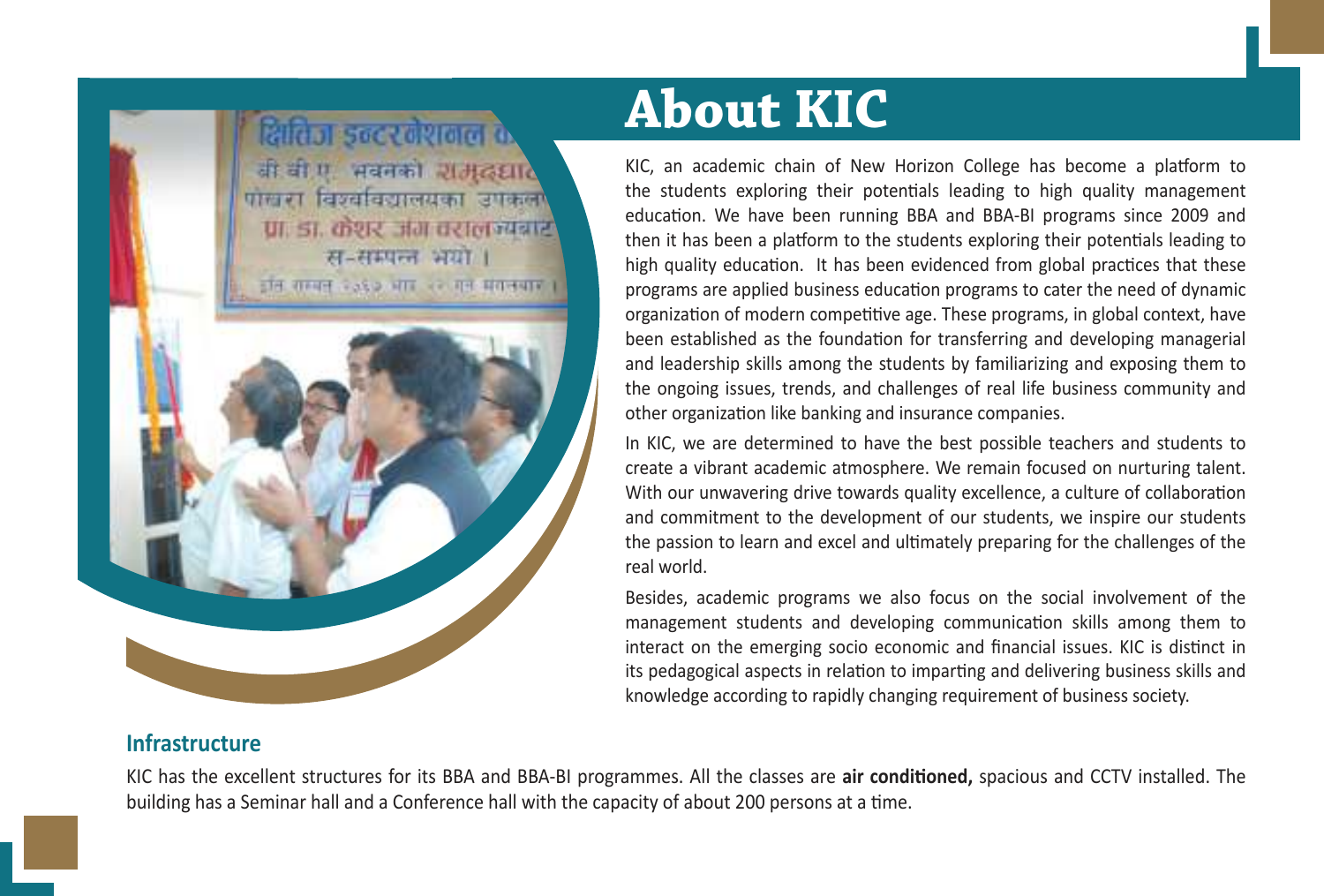# About KIC

KIC, an academic chain of New Horizon College has become a platform to the students exploring their potentials leading to high quality management education. We have been running BBA and BBA-BI programs since 2009 and then it has been a platform to the students exploring their potentials leading to high quality education. It has been evidenced from global practices that these programs are applied business education programs to cater the need of dynamic organization of modern competitive age. These programs, in global context, have been established as the foundation for transferring and developing managerial and leadership skills among the students by familiarizing and exposing them to the ongoing issues, trends, and challenges of real life business community and other organization like banking and insurance companies.

In KIC, we are determined to have the best possible teachers and students to create a vibrant academic atmosphere. We remain focused on nurturing talent. With our unwavering drive towards quality excellence, a culture of collaboration and commitment to the development of our students, we inspire our students the passion to learn and excel and ultimately preparing for the challenges of the real world.

Besides, academic programs we also focus on the social involvement of the management students and developing communication skills among them to interact on the emerging socio economic and financial issues. KIC is distinct in its pedagogical aspects in relation to imparting and delivering business skills and knowledge according to rapidly changing requirement of business society.

## Infrastructure

KIC has the excellent structures for its BBA and BBA-BI programmes. All the classes are **air conditioned,** spacious and CCTV installed. The building has a Seminar hall and a Conference hall with the capacity of about 200 persons at a time.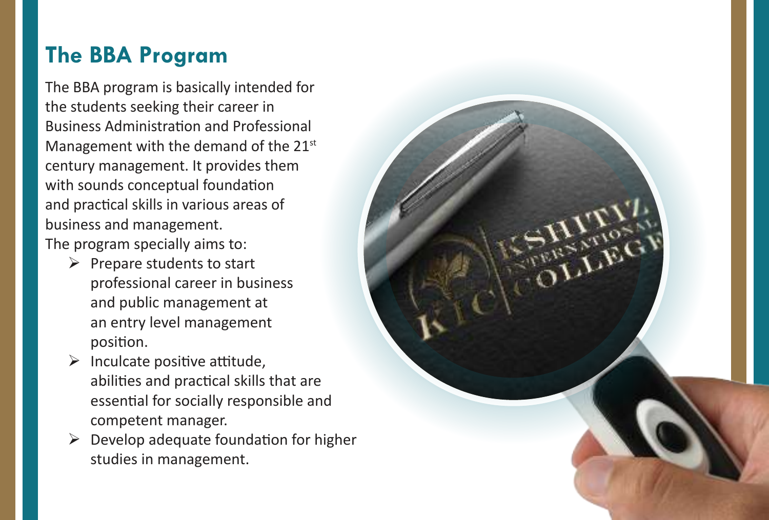## The BBA Program

The BBA program is basically intended for the students seeking their career in Business Administration and Professional Management with the demand of the 21st century management. It provides them with sounds conceptual foundation and practical skills in various areas of business and management.

The program specially aims to:

- Prepare students to start professional career in business and public management at an entry level management position.
- Inculcate positive attitude, abilities and practical skills that are essential for socially responsible and competent manager.
- Develop adequate foundation for higher studies in management.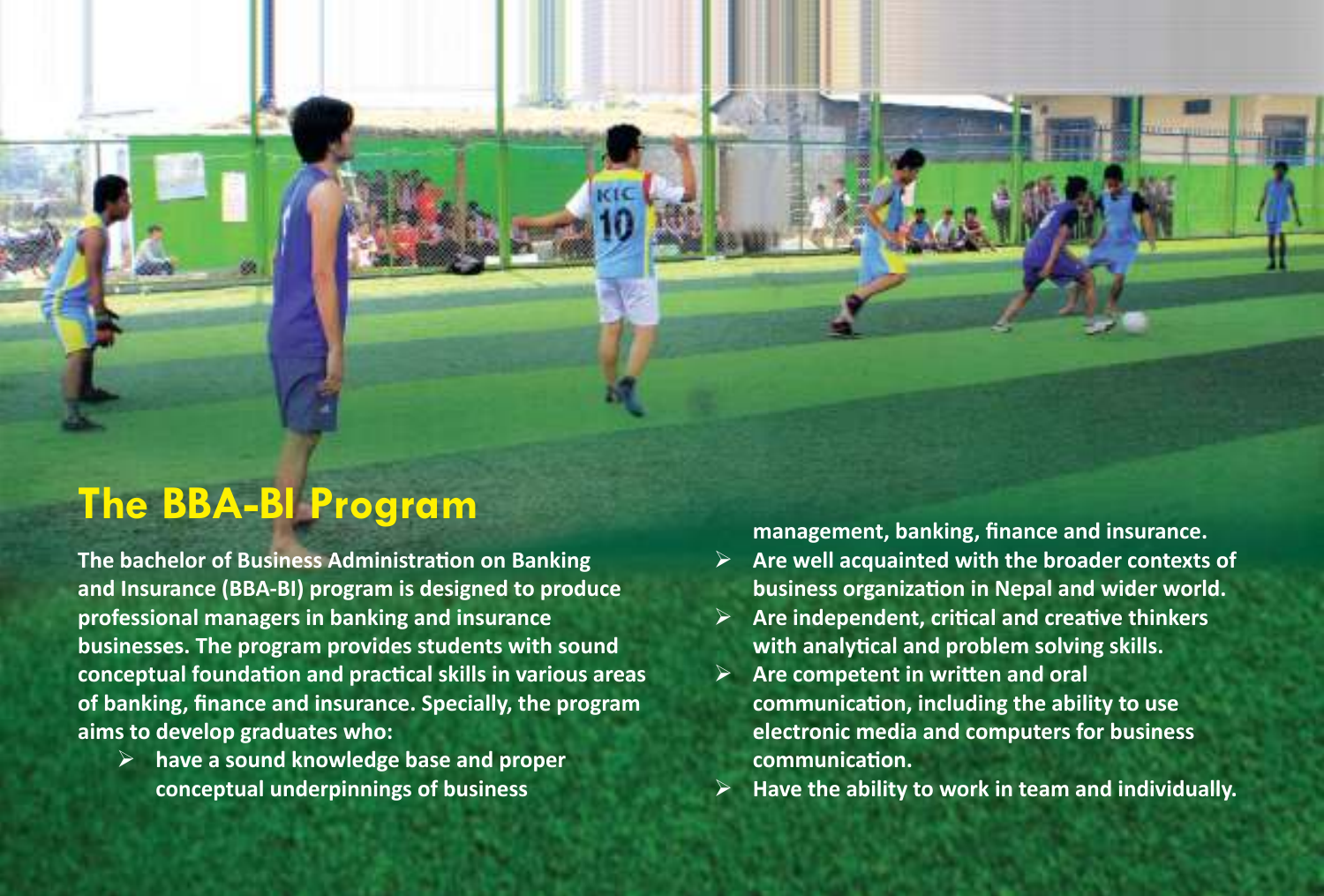## The BBA-BI Program

The bachelor of Business Administration on Banking and Insurance (BBA-BI) program is designed to produce professional managers in banking and insurance businesses. The program provides students with sound conceptual foundation and practical skills in various areas of banking, finance and insurance. Specially, the program aims to develop graduates who:

- have a sound knowledge base and proper conceptual underpinnings of business management, banking, finance and insurance.
- Are well acquainted with the broader contexts of business organization in Nepal and wider world.
- Are independent, critical and creative thinkers with analytical and problem solving skills.
- Are competent in written and oral communication, including the ability to use electronic media and computers for business communication.
- Have the ability to work in team and individually.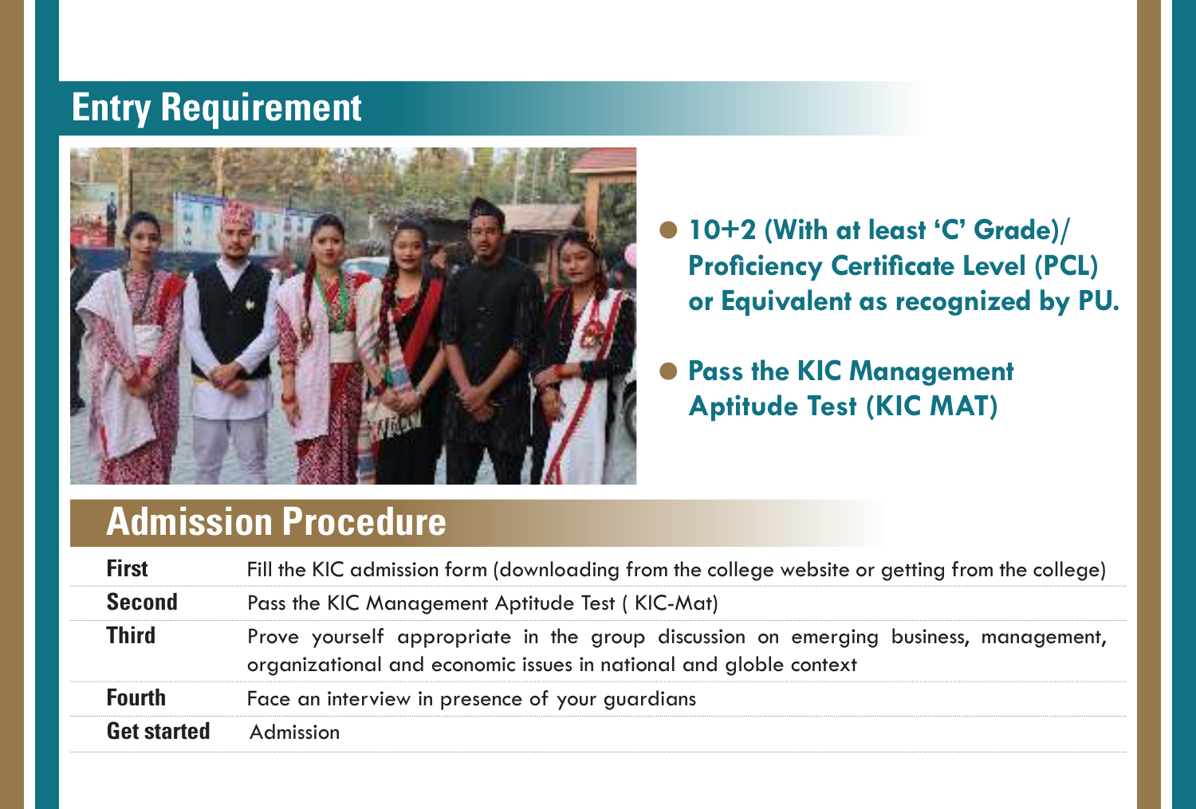## Entry Requirement

- **10+2 (With at least 'C' Grade)/ Proficiency Certificate Level (PCL) or Equivalent as recognized by PU.**
- **Pass the KIC Management Aptitude Test (KIC MAT)**

## Admission Procedure

| | |
|---|---|
| **First** | Fill the KIC admission form (downloading from the college website or getting from the college) |
| **Second** | Pass the KIC Management Aptitude Test ( KIC-Mat) |
| **Third** | Prove yourself appropriate in the group discussion on emerging business, management, organizational and economic issues in national and globle context |
| **Fourth** | Face an interview in presence of your guardians |
| **Get started** | Admission |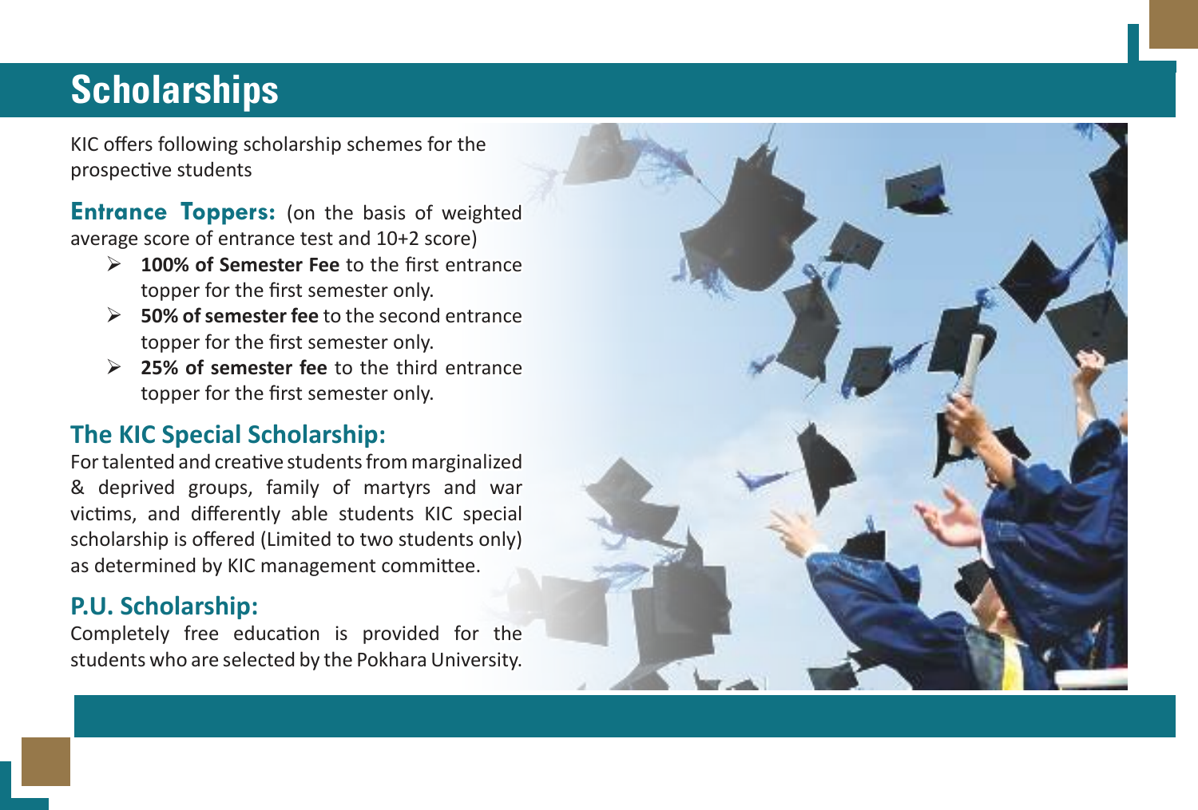# Scholarships

KIC offers following scholarship schemes for the prospective students

**Entrance Toppers:** (on the basis of weighted average score of entrance test and 10+2 score)

- **100% of Semester Fee** to the first entrance topper for the first semester only.
- **50% of semester fee** to the second entrance topper for the first semester only.
- **25% of semester fee** to the third entrance topper for the first semester only.

## The KIC Special Scholarship:

For talented and creative students from marginalized & deprived groups, family of martyrs and war victims, and differently able students KIC special scholarship is offered (Limited to two students only) as determined by KIC management committee.

## P.U. Scholarship:

Completely free education is provided for the students who are selected by the Pokhara University.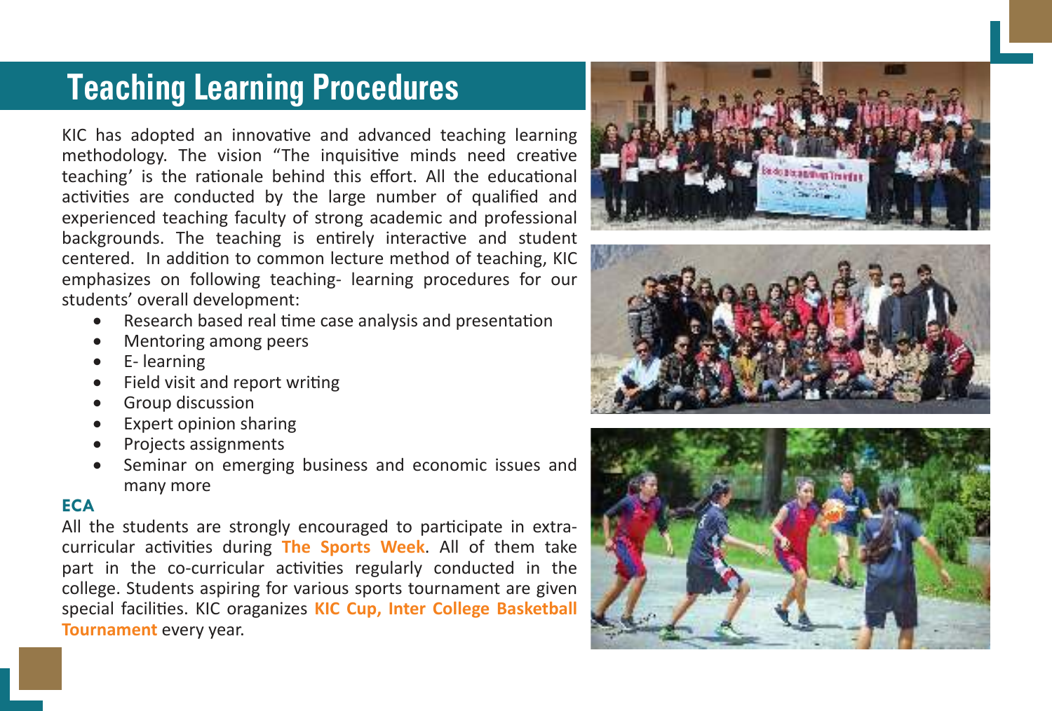# Teaching Learning Procedures

KIC has adopted an innovative and advanced teaching learning methodology. The vision "The inquisitive minds need creative teaching' is the rationale behind this effort. All the educational activities are conducted by the large number of qualified and experienced teaching faculty of strong academic and professional backgrounds. The teaching is entirely interactive and student centered. In addition to common lecture method of teaching, KIC emphasizes on following teaching- learning procedures for our students' overall development:

- Research based real time case analysis and presentation
- Mentoring among peers
- E- learning
- Field visit and report writing
- Group discussion
- Expert opinion sharing
- Projects assignments
- Seminar on emerging business and economic issues and many more

**ECA**

All the students are strongly encouraged to participate in extra-curricular activities during **The Sports Week**. All of them take part in the co-curricular activities regularly conducted in the college. Students aspiring for various sports tournament are given special facilities. KIC oraganizes **KIC Cup, Inter College Basketball Tournament** every year.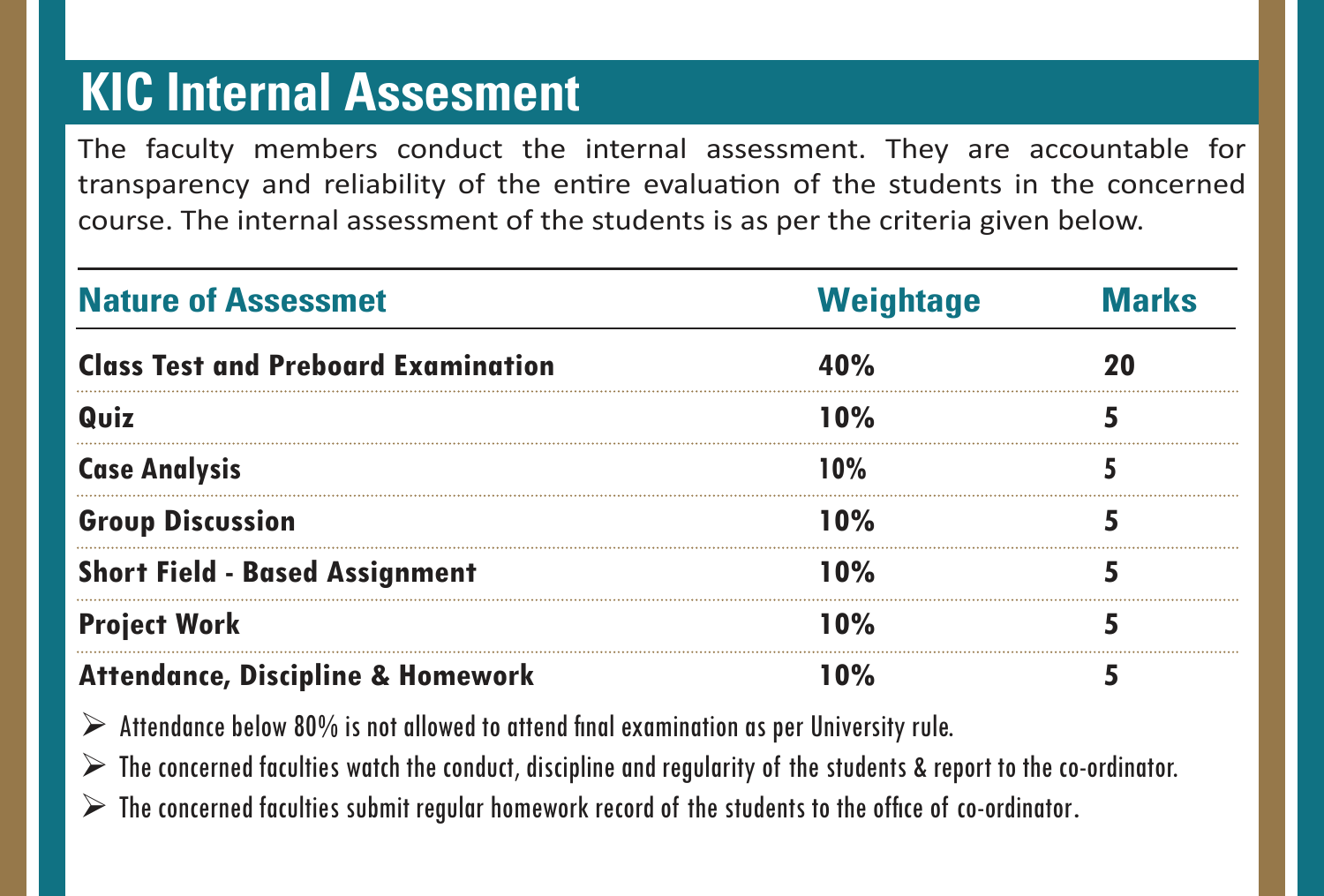# KIC Internal Assesement

The faculty members conduct the internal assessment. They are accountable for transparency and reliability of the entire evaluation of the students in the concerned course. The internal assessment of the students is as per the criteria given below.

| Nature of Assessmet | Weightage | Marks |
|---|---|---|
| **Class Test and Preboard Examination** | **40%** | **20** |
| **Quiz** | **10%** | **5** |
| **Case Analysis** | **10%** | **5** |
| **Group Discussion** | **10%** | **5** |
| **Short Field - Based Assignment** | **10%** | **5** |
| **Project Work** | **10%** | **5** |
| **Attendance, Discipline & Homework** | **10%** | **5** |

- Attendance below 80% is not allowed to attend final examination as per University rule.
- The concerned faculties watch the conduct, discipline and regularity of the students & report to the co-ordinator.
- The concerned faculties submit regular homework record of the students to the office of co-ordinator.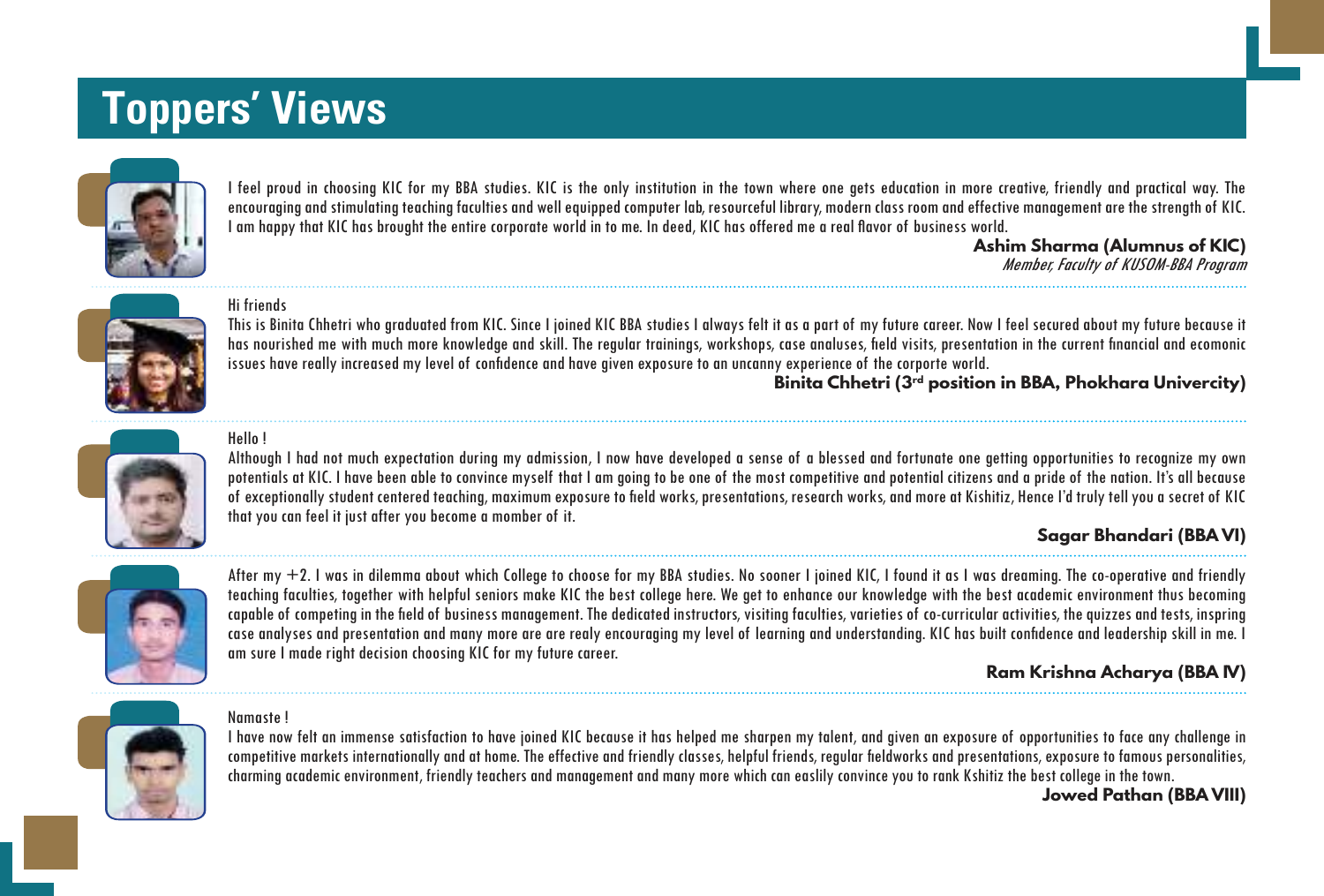# Toppers' Views

I feel proud in choosing KIC for my BBA studies. KIC is the only institution in the town where one gets education in more creative, friendly and practical way. The encouraging and stimulating teaching faculties and well equipped computer lab, resourceful library, modern class room and effective management are the strength of KIC. I am happy that KIC has brought the entire corporate world in to me. In deed, KIC has offered me a real flavor of business world.

**Ashim Sharma (Alumnus of KIC)**
*Member, Faculty of KUSOM-BBA Program*

---

Hi friends

This is Binita Chhetri who graduated from KIC. Since I joined KIC BBA studies I always felt it as a part of my future career. Now I feel secured about my future because it has nourished me with much more knowledge and skill. The regular trainings, workshops, case analuses, field visits, presentation in the current financial and ecomonic issues have really increased my level of confidence and have given exposure to an uncanny experience of the corporte world.

**Binita Chhetri (3rd position in BBA, Phokhara Univercity)**

---

Hello !

Although I had not much expectation during my admission, I now have developed a sense of a blessed and fortunate one getting opportunities to recognize my own potentials at KIC. I have been able to convince myself that I am going to be one of the most competitive and potential citizens and a pride of the nation. It's all because of exceptionally student centered teaching, maximum exposure to field works, presentations, research works, and more at Kishitiz, Hence I'd truly tell you a secret of KIC that you can feel it just after you become a momber of it.

**Sagar Bhandari (BBA VI)**

---

After my +2. I was in dilemma about which College to choose for my BBA studies. No sooner I joined KIC, I found it as I was dreaming. The co-operative and friendly teaching faculties, together with helpful seniors make KIC the best college here. We get to enhance our knowledge with the best academic environment thus becoming capable of competing in the field of business management. The dedicated instructors, visiting faculties, varieties of co-curricular activities, the quizzes and tests, inspring case analyses and presentation and many more are are realy encouraging my level of learning and understanding. KIC has built confidence and leadership skill in me. I am sure I made right decision choosing KIC for my future career.

**Ram Krishna Acharya (BBA IV)**

---

Namaste !

I have now felt an immense satisfaction to have joined KIC because it has helped me sharpen my talent, and given an exposure of opportunities to face any challenge in competitive markets internationally and at home. The effective and friendly classes, helpful friends, regular fieldworks and presentations, exposure to famous personalities, charming academic environment, friendly teachers and management and many more which can easlily convince you to rank Kshitiz the best college in the town.

**Jowed Pathan (BBA VIII)**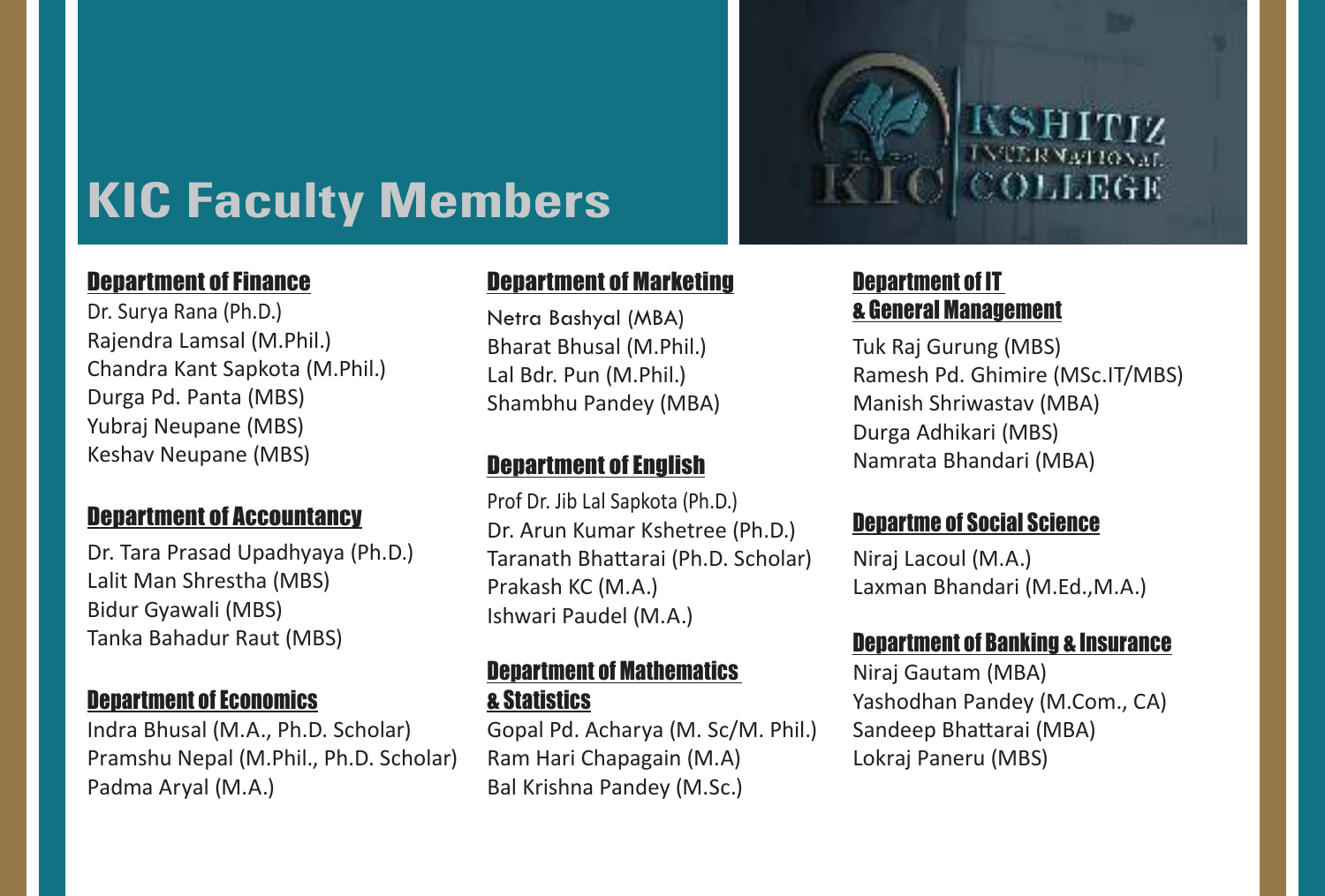# KIC Faculty Members

### Department of Finance

Dr. Surya Rana (Ph.D.)
Rajendra Lamsal (M.Phil.)
Chandra Kant Sapkota (M.Phil.)
Durga Pd. Panta (MBS)
Yubraj Neupane (MBS)
Keshav Neupane (MBS)

### Department of Accountancy

Dr. Tara Prasad Upadhyaya (Ph.D.)
Lalit Man Shrestha (MBS)
Bidur Gyawali (MBS)
Tanka Bahadur Raut (MBS)

### Department of Economics

Indra Bhusal (M.A., Ph.D. Scholar)
Pramshu Nepal (M.Phil., Ph.D. Scholar)
Padma Aryal (M.A.)

### Department of Marketing

Netra Bashyal (MBA)
Bharat Bhusal (M.Phil.)
Lal Bdr. Pun (M.Phil.)
Shambhu Pandey (MBA)

### Department of English

Prof Dr. Jib Lal Sapkota (Ph.D.)
Dr. Arun Kumar Kshetree (Ph.D.)
Taranath Bhattarai (Ph.D. Scholar)
Prakash KC (M.A.)
Ishwari Paudel (M.A.)

### Department of Mathematics & Statistics

Gopal Pd. Acharya (M. Sc/M. Phil.)
Ram Hari Chapagain (M.A)
Bal Krishna Pandey (M.Sc.)

### Department of IT & General Management

Tuk Raj Gurung (MBS)
Ramesh Pd. Ghimire (MSc.IT/MBS)
Manish Shriwastav (MBA)
Durga Adhikari (MBS)
Namrata Bhandari (MBA)

### Departme of Social Science

Niraj Lacoul (M.A.)
Laxman Bhandari (M.Ed.,M.A.)

### Department of Banking & Insurance

Niraj Gautam (MBA)
Yashodhan Pandey (M.Com., CA)
Sandeep Bhattarai (MBA)
Lokraj Paneru (MBS)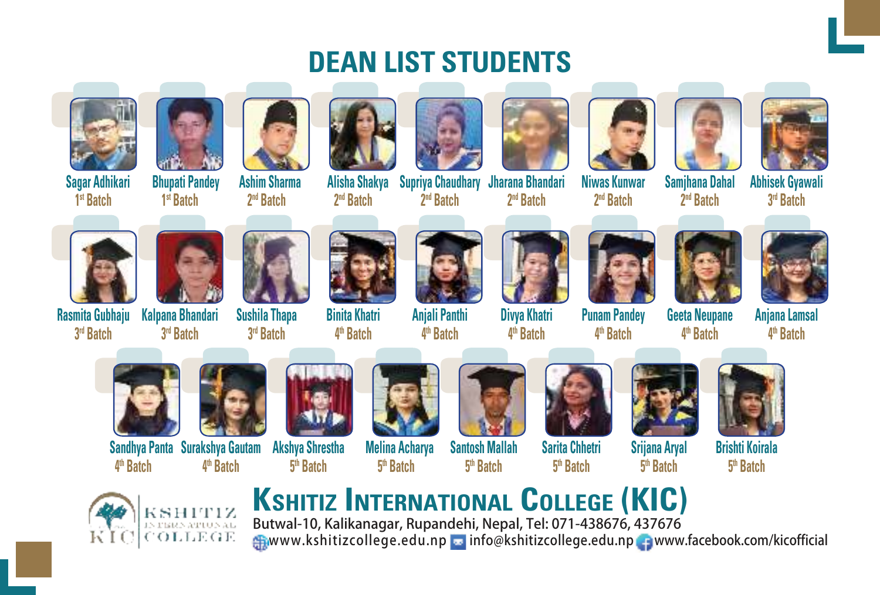# DEAN LIST STUDENTS

Sagar Adhikari
1st Batch

Bhupati Pandey
1st Batch

Ashim Sharma
2nd Batch

Alisha Shakya
2nd Batch

Supriya Chaudhary
2nd Batch

Jharana Bhandari
2nd Batch

Niwas Kunwar
2nd Batch

Samjhana Dahal
2nd Batch

Abhisek Gyawali
3rd Batch

Rasmita Gubhaju
3rd Batch

Kalpana Bhandari
3rd Batch

Sushila Thapa
3rd Batch

Binita Khatri
4th Batch

Anjali Panthi
4th Batch

Divya Khatri
4th Batch

Punam Pandey
4th Batch

Geeta Neupane
4th Batch

Anjana Lamsal
4th Batch

Sandhya Panta
4th Batch

Surakshya Gautam
4th Batch

Akshya Shrestha
5th Batch

Melina Acharya
5th Batch

Santosh Mallah
5th Batch

Sarita Chhetri
5th Batch

Srijana Aryal
5th Batch

Brishti Koirala
5th Batch

KSHITIZ INTERNATIONAL COLLEGE

## KSHITIZ INTERNATIONAL COLLEGE (KIC)

Butwal-10, Kalikanagar, Rupandehi, Nepal, Tel: 071-438676, 437676
www.kshitizcollege.edu.np info@kshitizcollege.edu.np www.facebook.com/kicofficial